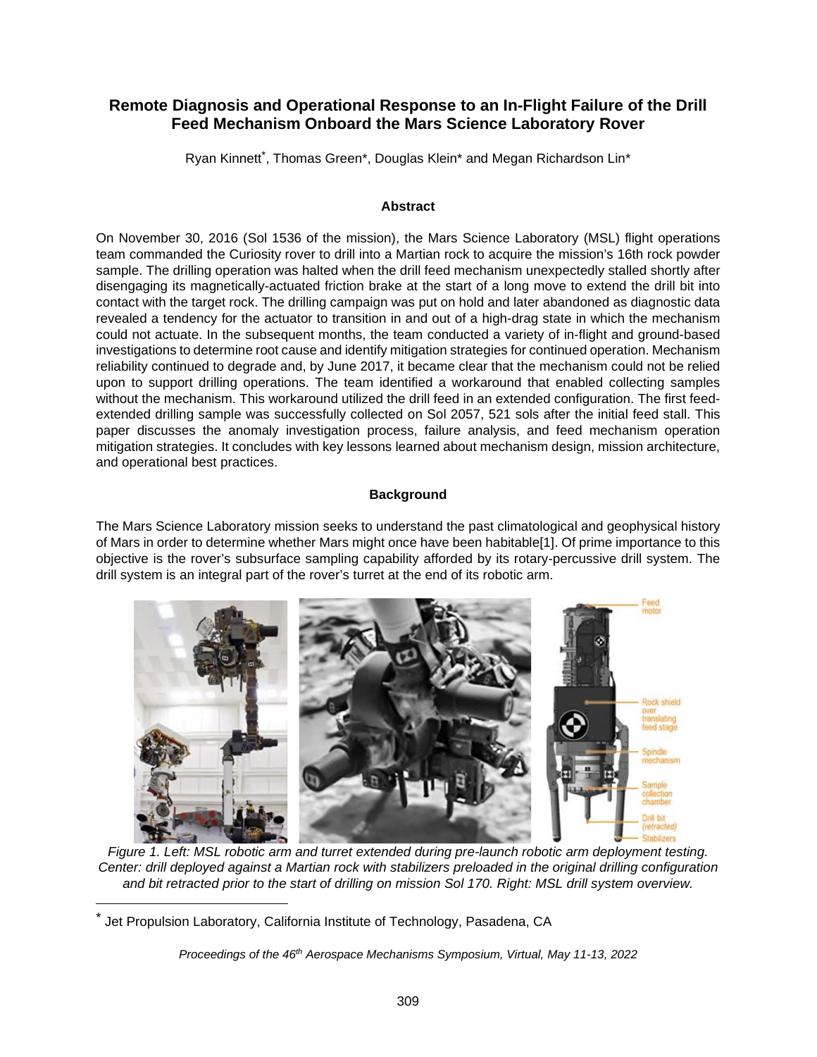# Remote Diagnosis and Operational Response to an In-Flight Failure of the Drill Feed Mechanism Onboard the Mars Science Laboratory Rover

Ryan Kinnett*, Thomas Green*, Douglas Klein* and Megan Richardson Lin*

## Abstract

On November 30, 2016 (Sol 1536 of the mission), the Mars Science Laboratory (MSL) flight operations team commanded the Curiosity rover to drill into a Martian rock to acquire the mission's 16th rock powder sample. The drilling operation was halted when the drill feed mechanism unexpectedly stalled shortly after disengaging its magnetically-actuated friction brake at the start of a long move to extend the drill bit into contact with the target rock. The drilling campaign was put on hold and later abandoned as diagnostic data revealed a tendency for the actuator to transition in and out of a high-drag state in which the mechanism could not actuate. In the subsequent months, the team conducted a variety of in-flight and ground-based investigations to determine root cause and identify mitigation strategies for continued operation. Mechanism reliability continued to degrade and, by June 2017, it became clear that the mechanism could not be relied upon to support drilling operations. The team identified a workaround that enabled collecting samples without the mechanism. This workaround utilized the drill feed in an extended configuration. The first feed-extended drilling sample was successfully collected on Sol 2057, 521 sols after the initial feed stall. This paper discusses the anomaly investigation process, failure analysis, and feed mechanism operation mitigation strategies. It concludes with key lessons learned about mechanism design, mission architecture, and operational best practices.

## Background

The Mars Science Laboratory mission seeks to understand the past climatological and geophysical history of Mars in order to determine whether Mars might once have been habitable[1]. Of prime importance to this objective is the rover's subsurface sampling capability afforded by its rotary-percussive drill system. The drill system is an integral part of the rover's turret at the end of its robotic arm.

*Figure 1. Left: MSL robotic arm and turret extended during pre-launch robotic arm deployment testing. Center: drill deployed against a Martian rock with stabilizers preloaded in the original drilling configuration and bit retracted prior to the start of drilling on mission Sol 170. Right: MSL drill system overview.*

\* Jet Propulsion Laboratory, California Institute of Technology, Pasadena, CA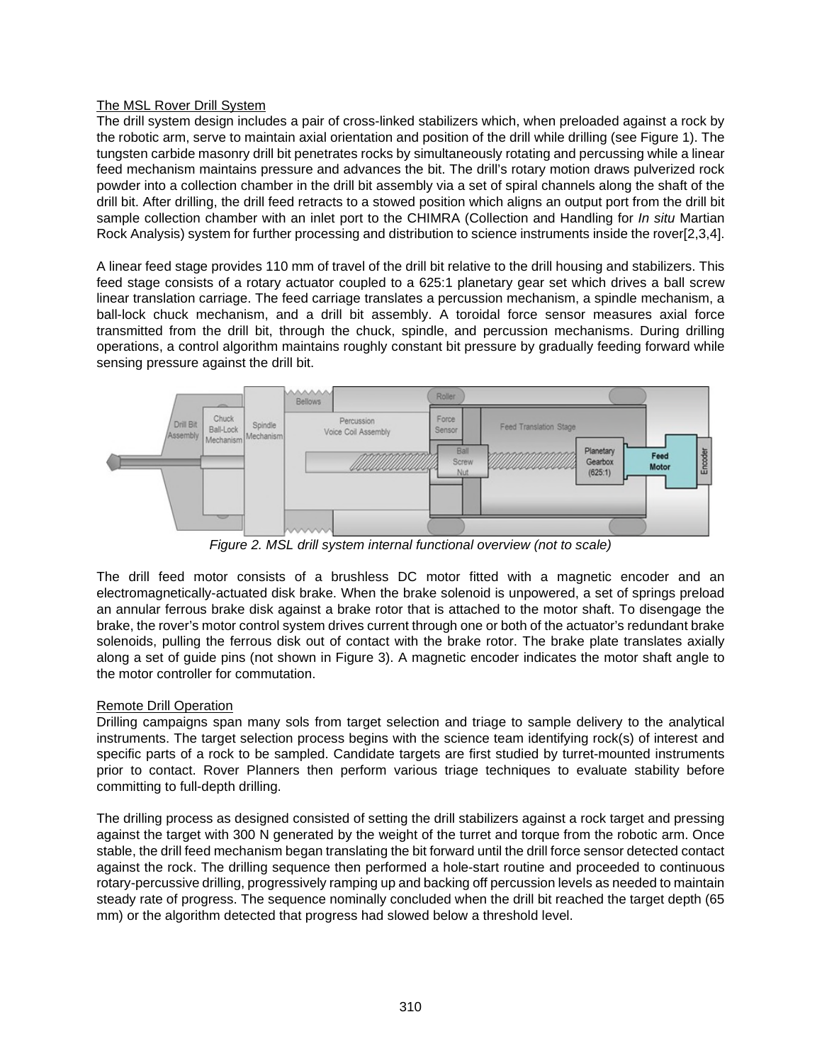The MSL Rover Drill System

The drill system design includes a pair of cross-linked stabilizers which, when preloaded against a rock by the robotic arm, serve to maintain axial orientation and position of the drill while drilling (see Figure 1). The tungsten carbide masonry drill bit penetrates rocks by simultaneously rotating and percussing while a linear feed mechanism maintains pressure and advances the bit. The drill's rotary motion draws pulverized rock powder into a collection chamber in the drill bit assembly via a set of spiral channels along the shaft of the drill bit. After drilling, the drill feed retracts to a stowed position which aligns an output port from the drill bit sample collection chamber with an inlet port to the CHIMRA (Collection and Handling for *In situ* Martian Rock Analysis) system for further processing and distribution to science instruments inside the rover[2,3,4].

A linear feed stage provides 110 mm of travel of the drill bit relative to the drill housing and stabilizers. This feed stage consists of a rotary actuator coupled to a 625:1 planetary gear set which drives a ball screw linear translation carriage. The feed carriage translates a percussion mechanism, a spindle mechanism, a ball-lock chuck mechanism, and a drill bit assembly. A toroidal force sensor measures axial force transmitted from the drill bit, through the chuck, spindle, and percussion mechanisms. During drilling operations, a control algorithm maintains roughly constant bit pressure by gradually feeding forward while sensing pressure against the drill bit.

*Figure 2. MSL drill system internal functional overview (not to scale)*

The drill feed motor consists of a brushless DC motor fitted with a magnetic encoder and an electromagnetically-actuated disk brake. When the brake solenoid is unpowered, a set of springs preload an annular ferrous brake disk against a brake rotor that is attached to the motor shaft. To disengage the brake, the rover's motor control system drives current through one or both of the actuator's redundant brake solenoids, pulling the ferrous disk out of contact with the brake rotor. The brake plate translates axially along a set of guide pins (not shown in Figure 3). A magnetic encoder indicates the motor shaft angle to the motor controller for commutation.

Remote Drill Operation

Drilling campaigns span many sols from target selection and triage to sample delivery to the analytical instruments. The target selection process begins with the science team identifying rock(s) of interest and specific parts of a rock to be sampled. Candidate targets are first studied by turret-mounted instruments prior to contact. Rover Planners then perform various triage techniques to evaluate stability before committing to full-depth drilling.

The drilling process as designed consisted of setting the drill stabilizers against a rock target and pressing against the target with 300 N generated by the weight of the turret and torque from the robotic arm. Once stable, the drill feed mechanism began translating the bit forward until the drill force sensor detected contact against the rock. The drilling sequence then performed a hole-start routine and proceeded to continuous rotary-percussive drilling, progressively ramping up and backing off percussion levels as needed to maintain steady rate of progress. The sequence nominally concluded when the drill bit reached the target depth (65 mm) or the algorithm detected that progress had slowed below a threshold level.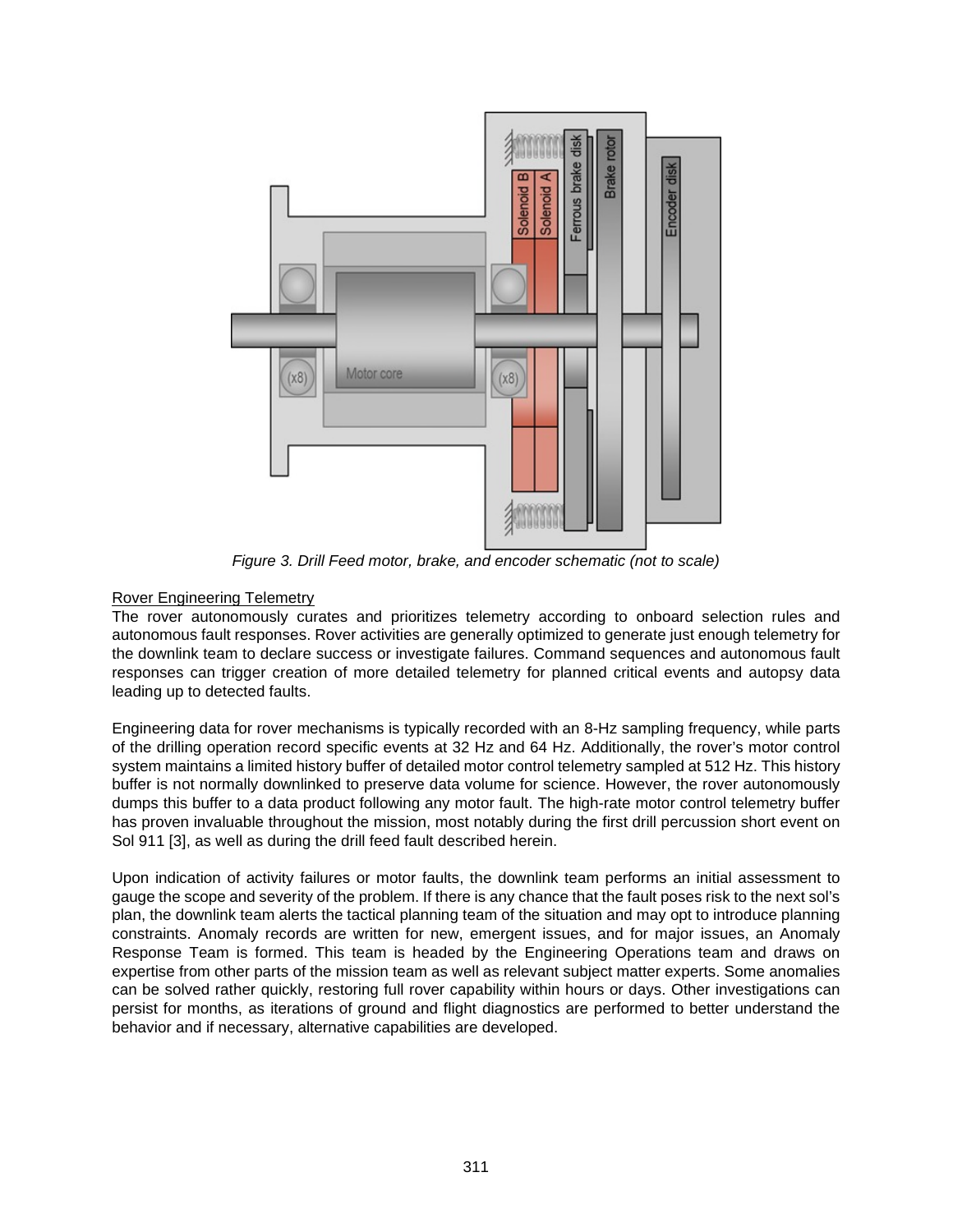*Figure 3. Drill Feed motor, brake, and encoder schematic (not to scale)*

<u>Rover Engineering Telemetry</u>

The rover autonomously curates and prioritizes telemetry according to onboard selection rules and autonomous fault responses. Rover activities are generally optimized to generate just enough telemetry for the downlink team to declare success or investigate failures. Command sequences and autonomous fault responses can trigger creation of more detailed telemetry for planned critical events and autopsy data leading up to detected faults.

Engineering data for rover mechanisms is typically recorded with an 8-Hz sampling frequency, while parts of the drilling operation record specific events at 32 Hz and 64 Hz. Additionally, the rover's motor control system maintains a limited history buffer of detailed motor control telemetry sampled at 512 Hz. This history buffer is not normally downlinked to preserve data volume for science. However, the rover autonomously dumps this buffer to a data product following any motor fault. The high-rate motor control telemetry buffer has proven invaluable throughout the mission, most notably during the first drill percussion short event on Sol 911 [3], as well as during the drill feed fault described herein.

Upon indication of activity failures or motor faults, the downlink team performs an initial assessment to gauge the scope and severity of the problem. If there is any chance that the fault poses risk to the next sol's plan, the downlink team alerts the tactical planning team of the situation and may opt to introduce planning constraints. Anomaly records are written for new, emergent issues, and for major issues, an Anomaly Response Team is formed. This team is headed by the Engineering Operations team and draws on expertise from other parts of the mission team as well as relevant subject matter experts. Some anomalies can be solved rather quickly, restoring full rover capability within hours or days. Other investigations can persist for months, as iterations of ground and flight diagnostics are performed to better understand the behavior and if necessary, alternative capabilities are developed.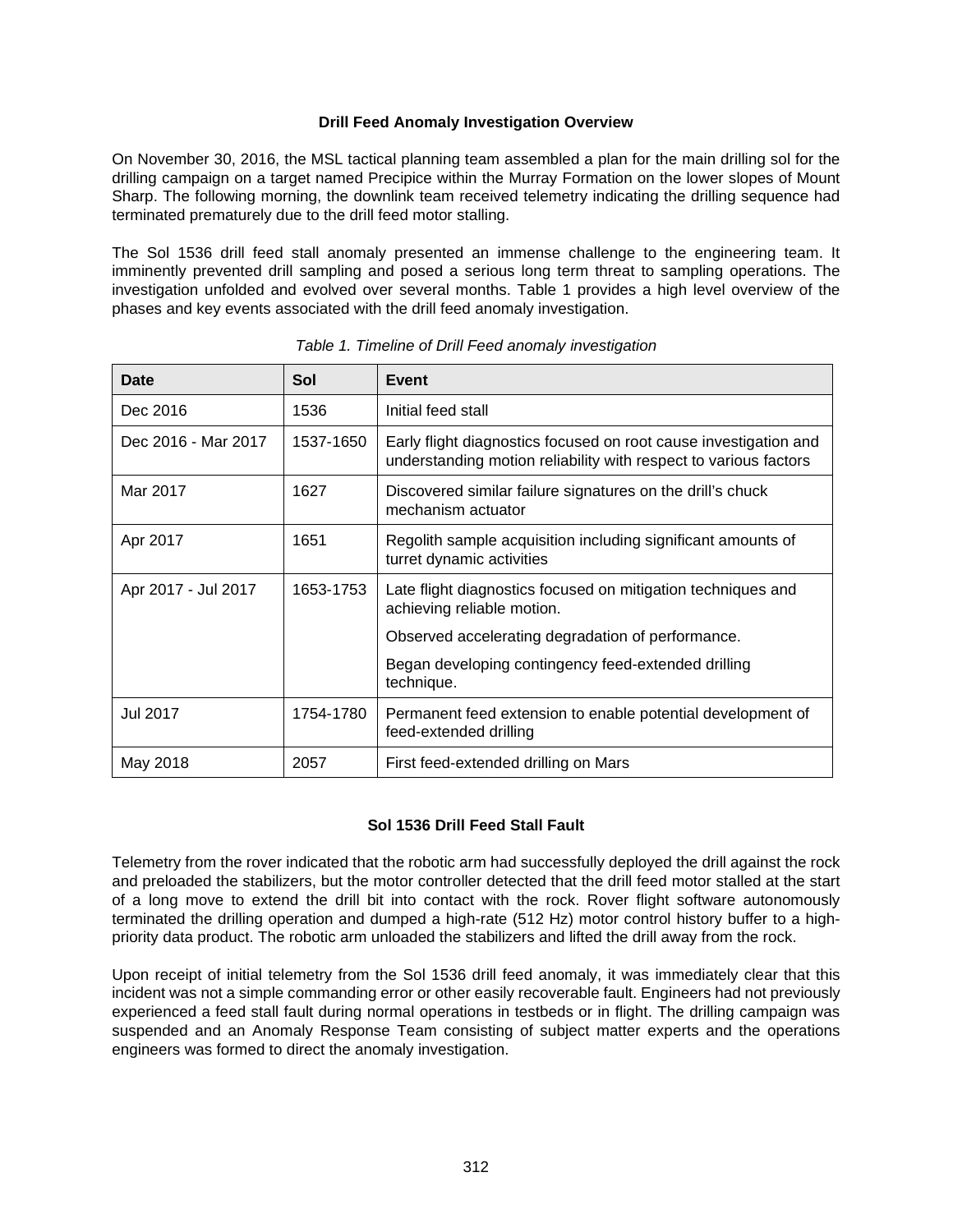### Drill Feed Anomaly Investigation Overview

On November 30, 2016, the MSL tactical planning team assembled a plan for the main drilling sol for the drilling campaign on a target named Precipice within the Murray Formation on the lower slopes of Mount Sharp. The following morning, the downlink team received telemetry indicating the drilling sequence had terminated prematurely due to the drill feed motor stalling.

The Sol 1536 drill feed stall anomaly presented an immense challenge to the engineering team. It imminently prevented drill sampling and posed a serious long term threat to sampling operations. The investigation unfolded and evolved over several months. Table 1 provides a high level overview of the phases and key events associated with the drill feed anomaly investigation.

*Table 1. Timeline of Drill Feed anomaly investigation*

| Date | Sol | Event |
|---|---|---|
| Dec 2016 | 1536 | Initial feed stall |
| Dec 2016 - Mar 2017 | 1537-1650 | Early flight diagnostics focused on root cause investigation and understanding motion reliability with respect to various factors |
| Mar 2017 | 1627 | Discovered similar failure signatures on the drill's chuck mechanism actuator |
| Apr 2017 | 1651 | Regolith sample acquisition including significant amounts of turret dynamic activities |
| Apr 2017 - Jul 2017 | 1653-1753 | Late flight diagnostics focused on mitigation techniques and achieving reliable motion.<br>Observed accelerating degradation of performance.<br>Began developing contingency feed-extended drilling technique. |
| Jul 2017 | 1754-1780 | Permanent feed extension to enable potential development of feed-extended drilling |
| May 2018 | 2057 | First feed-extended drilling on Mars |

### Sol 1536 Drill Feed Stall Fault

Telemetry from the rover indicated that the robotic arm had successfully deployed the drill against the rock and preloaded the stabilizers, but the motor controller detected that the drill feed motor stalled at the start of a long move to extend the drill bit into contact with the rock. Rover flight software autonomously terminated the drilling operation and dumped a high-rate (512 Hz) motor control history buffer to a high-priority data product. The robotic arm unloaded the stabilizers and lifted the drill away from the rock.

Upon receipt of initial telemetry from the Sol 1536 drill feed anomaly, it was immediately clear that this incident was not a simple commanding error or other easily recoverable fault. Engineers had not previously experienced a feed stall fault during normal operations in testbeds or in flight. The drilling campaign was suspended and an Anomaly Response Team consisting of subject matter experts and the operations engineers was formed to direct the anomaly investigation.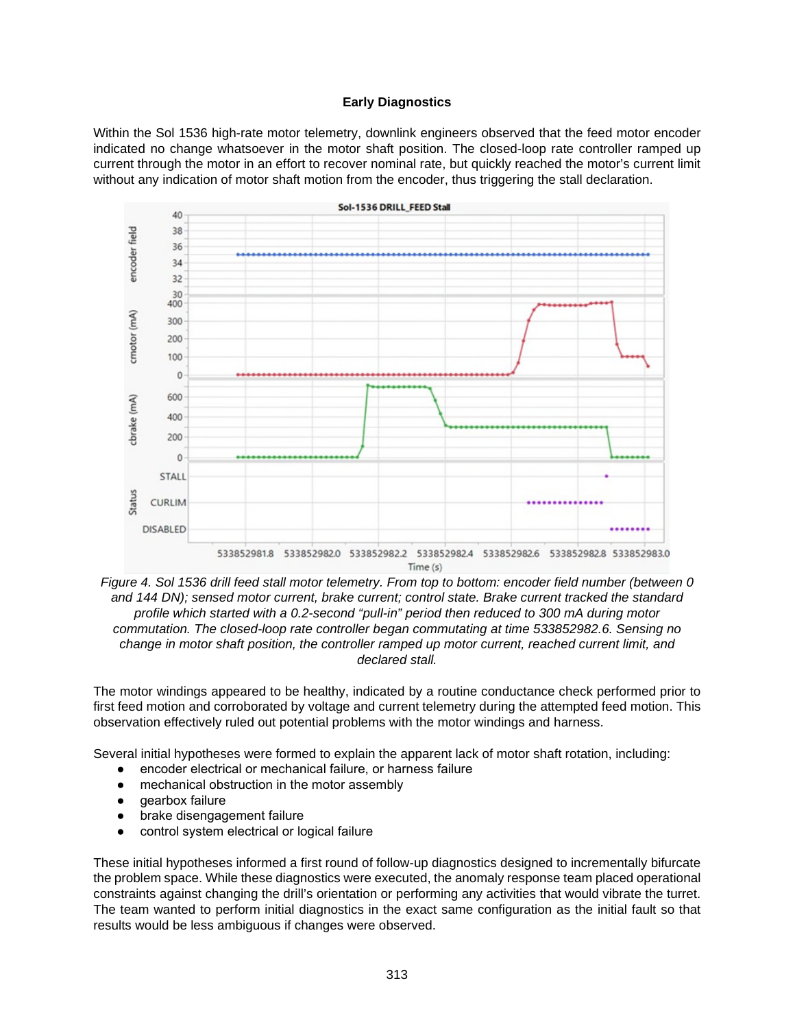### Early Diagnostics

Within the Sol 1536 high-rate motor telemetry, downlink engineers observed that the feed motor encoder indicated no change whatsoever in the motor shaft position. The closed-loop rate controller ramped up current through the motor in an effort to recover nominal rate, but quickly reached the motor's current limit without any indication of motor shaft motion from the encoder, thus triggering the stall declaration.

*Figure 4. Sol 1536 drill feed stall motor telemetry. From top to bottom: encoder field number (between 0 and 144 DN); sensed motor current, brake current; control state. Brake current tracked the standard profile which started with a 0.2-second "pull-in" period then reduced to 300 mA during motor commutation. The closed-loop rate controller began commutating at time 533852982.6. Sensing no change in motor shaft position, the controller ramped up motor current, reached current limit, and declared stall.*

The motor windings appeared to be healthy, indicated by a routine conductance check performed prior to first feed motion and corroborated by voltage and current telemetry during the attempted feed motion. This observation effectively ruled out potential problems with the motor windings and harness.

Several initial hypotheses were formed to explain the apparent lack of motor shaft rotation, including:

- encoder electrical or mechanical failure, or harness failure
- mechanical obstruction in the motor assembly
- gearbox failure
- brake disengagement failure
- control system electrical or logical failure

These initial hypotheses informed a first round of follow-up diagnostics designed to incrementally bifurcate the problem space. While these diagnostics were executed, the anomaly response team placed operational constraints against changing the drill's orientation or performing any activities that would vibrate the turret. The team wanted to perform initial diagnostics in the exact same configuration as the initial fault so that results would be less ambiguous if changes were observed.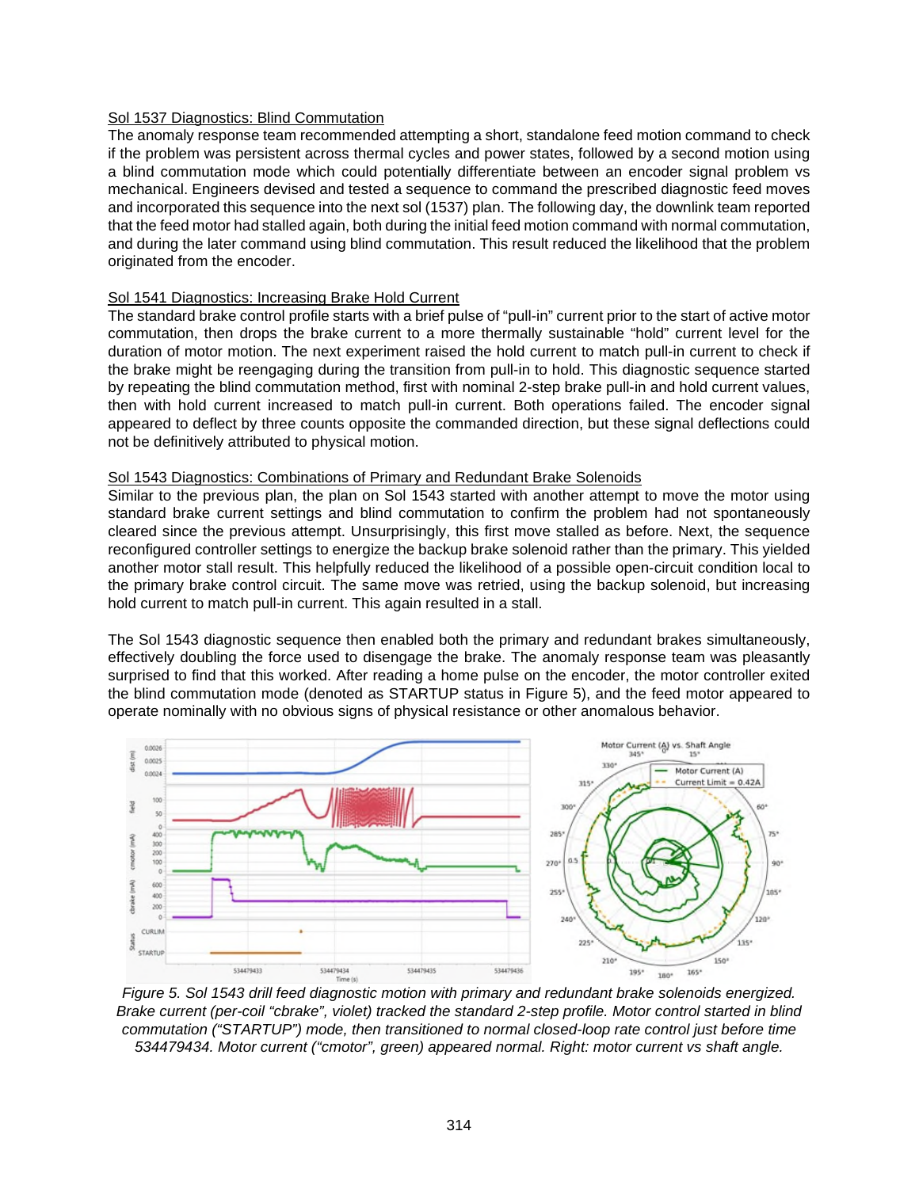Sol 1537 Diagnostics: Blind Commutation

The anomaly response team recommended attempting a short, standalone feed motion command to check if the problem was persistent across thermal cycles and power states, followed by a second motion using a blind commutation mode which could potentially differentiate between an encoder signal problem vs mechanical. Engineers devised and tested a sequence to command the prescribed diagnostic feed moves and incorporated this sequence into the next sol (1537) plan. The following day, the downlink team reported that the feed motor had stalled again, both during the initial feed motion command with normal commutation, and during the later command using blind commutation. This result reduced the likelihood that the problem originated from the encoder.

Sol 1541 Diagnostics: Increasing Brake Hold Current

The standard brake control profile starts with a brief pulse of "pull-in" current prior to the start of active motor commutation, then drops the brake current to a more thermally sustainable "hold" current level for the duration of motor motion. The next experiment raised the hold current to match pull-in current to check if the brake might be reengaging during the transition from pull-in to hold. This diagnostic sequence started by repeating the blind commutation method, first with nominal 2-step brake pull-in and hold current values, then with hold current increased to match pull-in current. Both operations failed. The encoder signal appeared to deflect by three counts opposite the commanded direction, but these signal deflections could not be definitively attributed to physical motion.

Sol 1543 Diagnostics: Combinations of Primary and Redundant Brake Solenoids

Similar to the previous plan, the plan on Sol 1543 started with another attempt to move the motor using standard brake current settings and blind commutation to confirm the problem had not spontaneously cleared since the previous attempt. Unsurprisingly, this first move stalled as before. Next, the sequence reconfigured controller settings to energize the backup brake solenoid rather than the primary. This yielded another motor stall result. This helpfully reduced the likelihood of a possible open-circuit condition local to the primary brake control circuit. The same move was retried, using the backup solenoid, but increasing hold current to match pull-in current. This again resulted in a stall.

The Sol 1543 diagnostic sequence then enabled both the primary and redundant brakes simultaneously, effectively doubling the force used to disengage the brake. The anomaly response team was pleasantly surprised to find that this worked. After reading a home pulse on the encoder, the motor controller exited the blind commutation mode (denoted as STARTUP status in Figure 5), and the feed motor appeared to operate nominally with no obvious signs of physical resistance or other anomalous behavior.

*Figure 5. Sol 1543 drill feed diagnostic motion with primary and redundant brake solenoids energized. Brake current (per-coil "cbrake", violet) tracked the standard 2-step profile. Motor control started in blind commutation ("STARTUP") mode, then transitioned to normal closed-loop rate control just before time 534479434. Motor current ("cmotor", green) appeared normal. Right: motor current vs shaft angle.*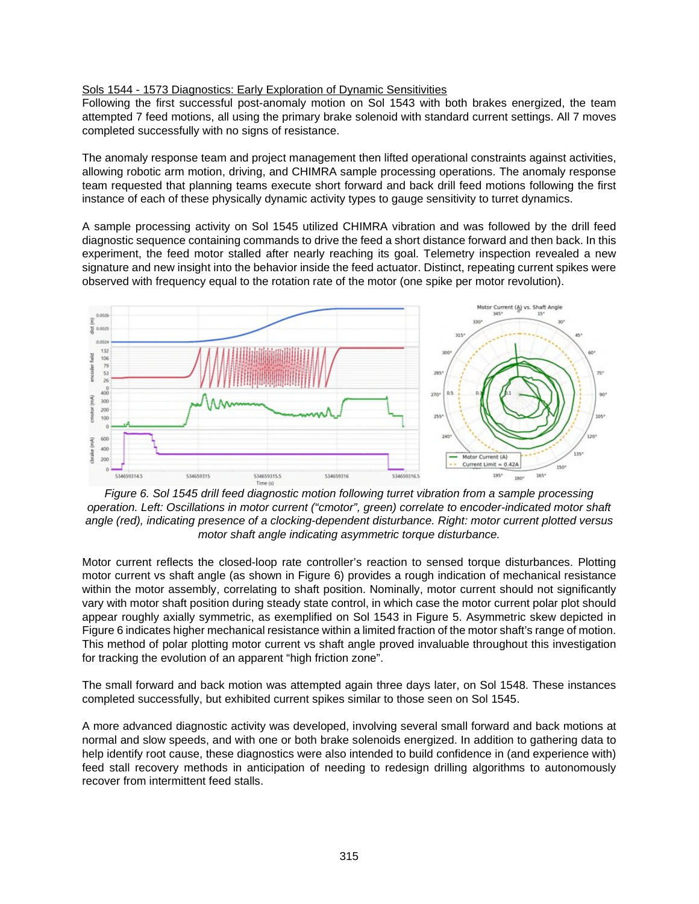Sols 1544 - 1573 Diagnostics: Early Exploration of Dynamic Sensitivities

Following the first successful post-anomaly motion on Sol 1543 with both brakes energized, the team attempted 7 feed motions, all using the primary brake solenoid with standard current settings. All 7 moves completed successfully with no signs of resistance.

The anomaly response team and project management then lifted operational constraints against activities, allowing robotic arm motion, driving, and CHIMRA sample processing operations. The anomaly response team requested that planning teams execute short forward and back drill feed motions following the first instance of each of these physically dynamic activity types to gauge sensitivity to turret dynamics.

A sample processing activity on Sol 1545 utilized CHIMRA vibration and was followed by the drill feed diagnostic sequence containing commands to drive the feed a short distance forward and then back. In this experiment, the feed motor stalled after nearly reaching its goal. Telemetry inspection revealed a new signature and new insight into the behavior inside the feed actuator. Distinct, repeating current spikes were observed with frequency equal to the rotation rate of the motor (one spike per motor revolution).

*Figure 6. Sol 1545 drill feed diagnostic motion following turret vibration from a sample processing operation. Left: Oscillations in motor current ("cmotor", green) correlate to encoder-indicated motor shaft angle (red), indicating presence of a clocking-dependent disturbance. Right: motor current plotted versus motor shaft angle indicating asymmetric torque disturbance.*

Motor current reflects the closed-loop rate controller's reaction to sensed torque disturbances. Plotting motor current vs shaft angle (as shown in Figure 6) provides a rough indication of mechanical resistance within the motor assembly, correlating to shaft position. Nominally, motor current should not significantly vary with motor shaft position during steady state control, in which case the motor current polar plot should appear roughly axially symmetric, as exemplified on Sol 1543 in Figure 5. Asymmetric skew depicted in Figure 6 indicates higher mechanical resistance within a limited fraction of the motor shaft's range of motion. This method of polar plotting motor current vs shaft angle proved invaluable throughout this investigation for tracking the evolution of an apparent "high friction zone".

The small forward and back motion was attempted again three days later, on Sol 1548. These instances completed successfully, but exhibited current spikes similar to those seen on Sol 1545.

A more advanced diagnostic activity was developed, involving several small forward and back motions at normal and slow speeds, and with one or both brake solenoids energized. In addition to gathering data to help identify root cause, these diagnostics were also intended to build confidence in (and experience with) feed stall recovery methods in anticipation of needing to redesign drilling algorithms to autonomously recover from intermittent feed stalls.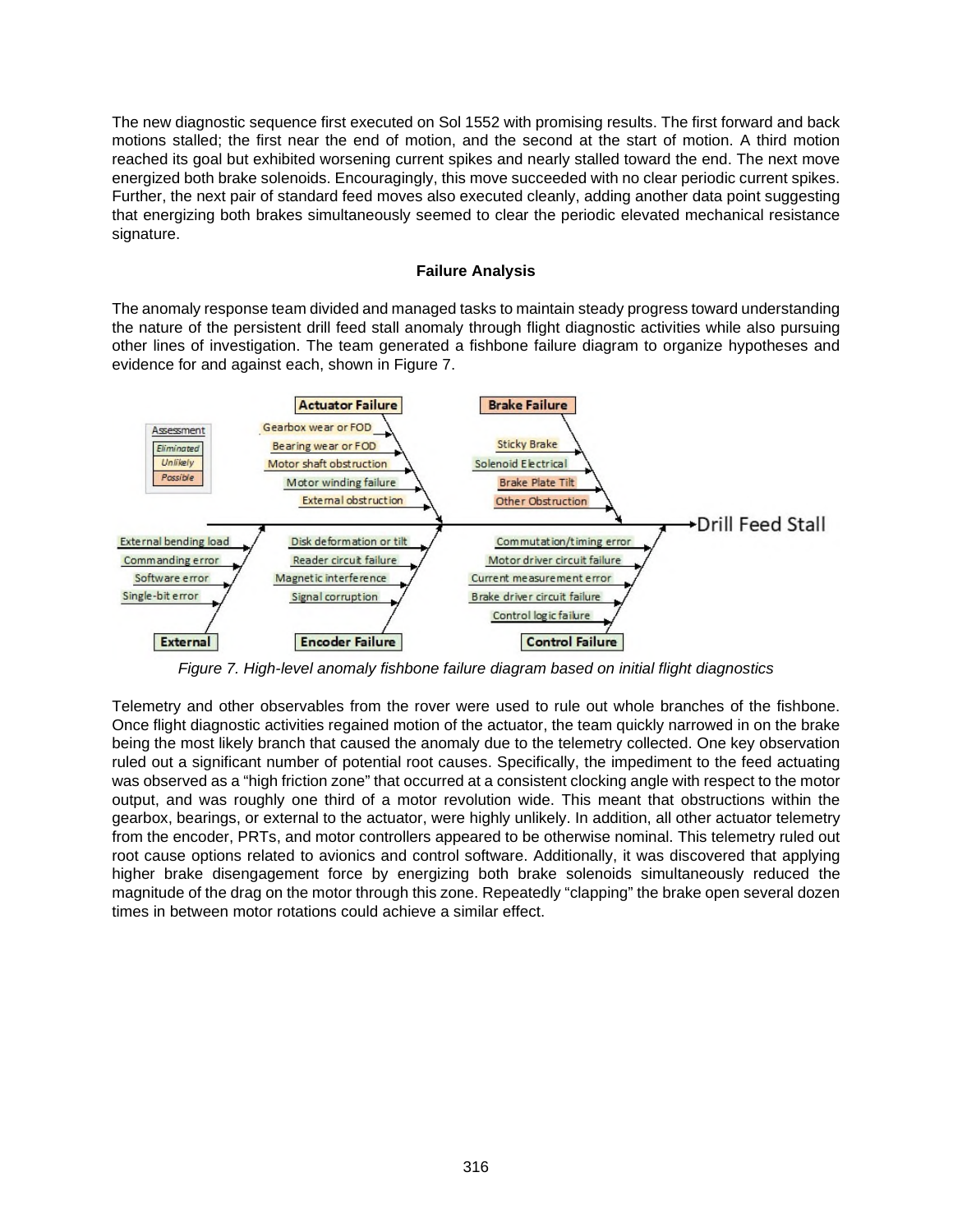The new diagnostic sequence first executed on Sol 1552 with promising results. The first forward and back motions stalled; the first near the end of motion, and the second at the start of motion. A third motion reached its goal but exhibited worsening current spikes and nearly stalled toward the end. The next move energized both brake solenoids. Encouragingly, this move succeeded with no clear periodic current spikes. Further, the next pair of standard feed moves also executed cleanly, adding another data point suggesting that energizing both brakes simultaneously seemed to clear the periodic elevated mechanical resistance signature.

### Failure Analysis

The anomaly response team divided and managed tasks to maintain steady progress toward understanding the nature of the persistent drill feed stall anomaly through flight diagnostic activities while also pursuing other lines of investigation. The team generated a fishbone failure diagram to organize hypotheses and evidence for and against each, shown in Figure 7.

*Figure 7. High-level anomaly fishbone failure diagram based on initial flight diagnostics*

Telemetry and other observables from the rover were used to rule out whole branches of the fishbone. Once flight diagnostic activities regained motion of the actuator, the team quickly narrowed in on the brake being the most likely branch that caused the anomaly due to the telemetry collected. One key observation ruled out a significant number of potential root causes. Specifically, the impediment to the feed actuating was observed as a "high friction zone" that occurred at a consistent clocking angle with respect to the motor output, and was roughly one third of a motor revolution wide. This meant that obstructions within the gearbox, bearings, or external to the actuator, were highly unlikely. In addition, all other actuator telemetry from the encoder, PRTs, and motor controllers appeared to be otherwise nominal. This telemetry ruled out root cause options related to avionics and control software. Additionally, it was discovered that applying higher brake disengagement force by energizing both brake solenoids simultaneously reduced the magnitude of the drag on the motor through this zone. Repeatedly "clapping" the brake open several dozen times in between motor rotations could achieve a similar effect.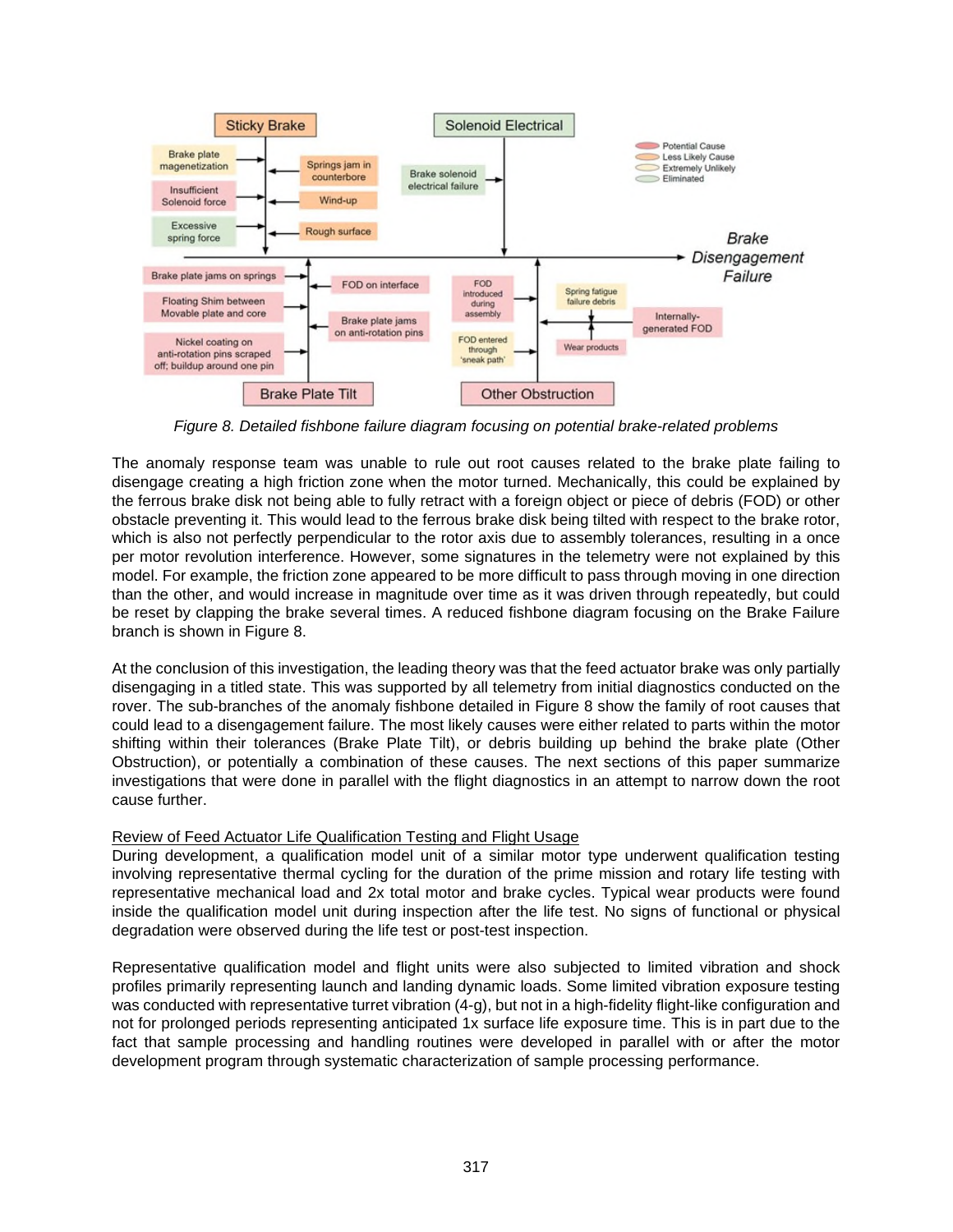Figure 8. Detailed fishbone failure diagram focusing on potential brake-related problems

The anomaly response team was unable to rule out root causes related to the brake plate failing to disengage creating a high friction zone when the motor turned. Mechanically, this could be explained by the ferrous brake disk not being able to fully retract with a foreign object or piece of debris (FOD) or other obstacle preventing it. This would lead to the ferrous brake disk being tilted with respect to the brake rotor, which is also not perfectly perpendicular to the rotor axis due to assembly tolerances, resulting in a once per motor revolution interference. However, some signatures in the telemetry were not explained by this model. For example, the friction zone appeared to be more difficult to pass through moving in one direction than the other, and would increase in magnitude over time as it was driven through repeatedly, but could be reset by clapping the brake several times. A reduced fishbone diagram focusing on the Brake Failure branch is shown in Figure 8.

At the conclusion of this investigation, the leading theory was that the feed actuator brake was only partially disengaging in a titled state. This was supported by all telemetry from initial diagnostics conducted on the rover. The sub-branches of the anomaly fishbone detailed in Figure 8 show the family of root causes that could lead to a disengagement failure. The most likely causes were either related to parts within the motor shifting within their tolerances (Brake Plate Tilt), or debris building up behind the brake plate (Other Obstruction), or potentially a combination of these causes. The next sections of this paper summarize investigations that were done in parallel with the flight diagnostics in an attempt to narrow down the root cause further.

## Review of Feed Actuator Life Qualification Testing and Flight Usage

During development, a qualification model unit of a similar motor type underwent qualification testing involving representative thermal cycling for the duration of the prime mission and rotary life testing with representative mechanical load and 2x total motor and brake cycles. Typical wear products were found inside the qualification model unit during inspection after the life test. No signs of functional or physical degradation were observed during the life test or post-test inspection.

Representative qualification model and flight units were also subjected to limited vibration and shock profiles primarily representing launch and landing dynamic loads. Some limited vibration exposure testing was conducted with representative turret vibration (4-g), but not in a high-fidelity flight-like configuration and not for prolonged periods representing anticipated 1x surface life exposure time. This is in part due to the fact that sample processing and handling routines were developed in parallel with or after the motor development program through systematic characterization of sample processing performance.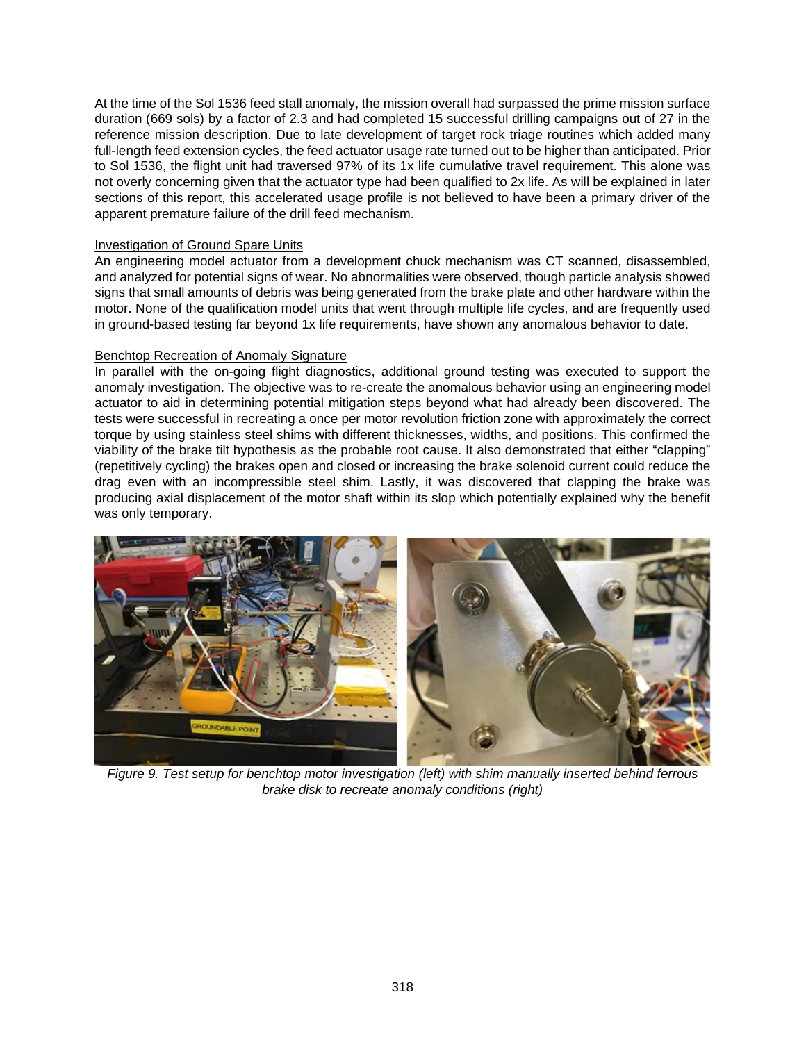At the time of the Sol 1536 feed stall anomaly, the mission overall had surpassed the prime mission surface duration (669 sols) by a factor of 2.3 and had completed 15 successful drilling campaigns out of 27 in the reference mission description. Due to late development of target rock triage routines which added many full-length feed extension cycles, the feed actuator usage rate turned out to be higher than anticipated. Prior to Sol 1536, the flight unit had traversed 97% of its 1x life cumulative travel requirement. This alone was not overly concerning given that the actuator type had been qualified to 2x life. As will be explained in later sections of this report, this accelerated usage profile is not believed to have been a primary driver of the apparent premature failure of the drill feed mechanism.

<u>Investigation of Ground Spare Units</u>

An engineering model actuator from a development chuck mechanism was CT scanned, disassembled, and analyzed for potential signs of wear. No abnormalities were observed, though particle analysis showed signs that small amounts of debris was being generated from the brake plate and other hardware within the motor. None of the qualification model units that went through multiple life cycles, and are frequently used in ground-based testing far beyond 1x life requirements, have shown any anomalous behavior to date.

<u>Benchtop Recreation of Anomaly Signature</u>

In parallel with the on-going flight diagnostics, additional ground testing was executed to support the anomaly investigation. The objective was to re-create the anomalous behavior using an engineering model actuator to aid in determining potential mitigation steps beyond what had already been discovered. The tests were successful in recreating a once per motor revolution friction zone with approximately the correct torque by using stainless steel shims with different thicknesses, widths, and positions. This confirmed the viability of the brake tilt hypothesis as the probable root cause. It also demonstrated that either "clapping" (repetitively cycling) the brakes open and closed or increasing the brake solenoid current could reduce the drag even with an incompressible steel shim. Lastly, it was discovered that clapping the brake was producing axial displacement of the motor shaft within its slop which potentially explained why the benefit was only temporary.

*Figure 9. Test setup for benchtop motor investigation (left) with shim manually inserted behind ferrous brake disk to recreate anomaly conditions (right)*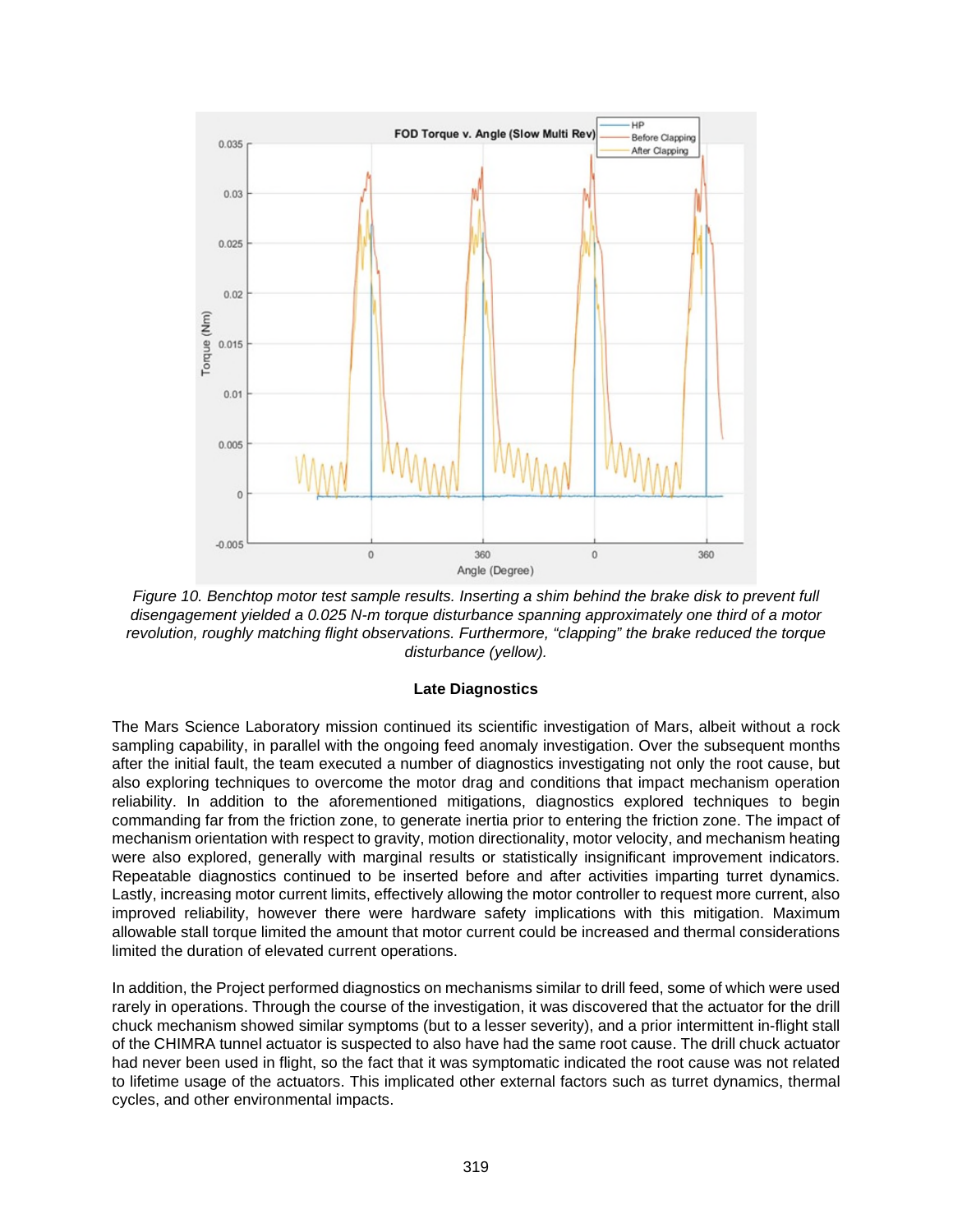*Figure 10. Benchtop motor test sample results. Inserting a shim behind the brake disk to prevent full disengagement yielded a 0.025 N-m torque disturbance spanning approximately one third of a motor revolution, roughly matching flight observations. Furthermore, "clapping" the brake reduced the torque disturbance (yellow).*

**Late Diagnostics**

The Mars Science Laboratory mission continued its scientific investigation of Mars, albeit without a rock sampling capability, in parallel with the ongoing feed anomaly investigation. Over the subsequent months after the initial fault, the team executed a number of diagnostics investigating not only the root cause, but also exploring techniques to overcome the motor drag and conditions that impact mechanism operation reliability. In addition to the aforementioned mitigations, diagnostics explored techniques to begin commanding far from the friction zone, to generate inertia prior to entering the friction zone. The impact of mechanism orientation with respect to gravity, motion directionality, motor velocity, and mechanism heating were also explored, generally with marginal results or statistically insignificant improvement indicators. Repeatable diagnostics continued to be inserted before and after activities imparting turret dynamics. Lastly, increasing motor current limits, effectively allowing the motor controller to request more current, also improved reliability, however there were hardware safety implications with this mitigation. Maximum allowable stall torque limited the amount that motor current could be increased and thermal considerations limited the duration of elevated current operations.

In addition, the Project performed diagnostics on mechanisms similar to drill feed, some of which were used rarely in operations. Through the course of the investigation, it was discovered that the actuator for the drill chuck mechanism showed similar symptoms (but to a lesser severity), and a prior intermittent in-flight stall of the CHIMRA tunnel actuator is suspected to also have had the same root cause. The drill chuck actuator had never been used in flight, so the fact that it was symptomatic indicated the root cause was not related to lifetime usage of the actuators. This implicated other external factors such as turret dynamics, thermal cycles, and other environmental impacts.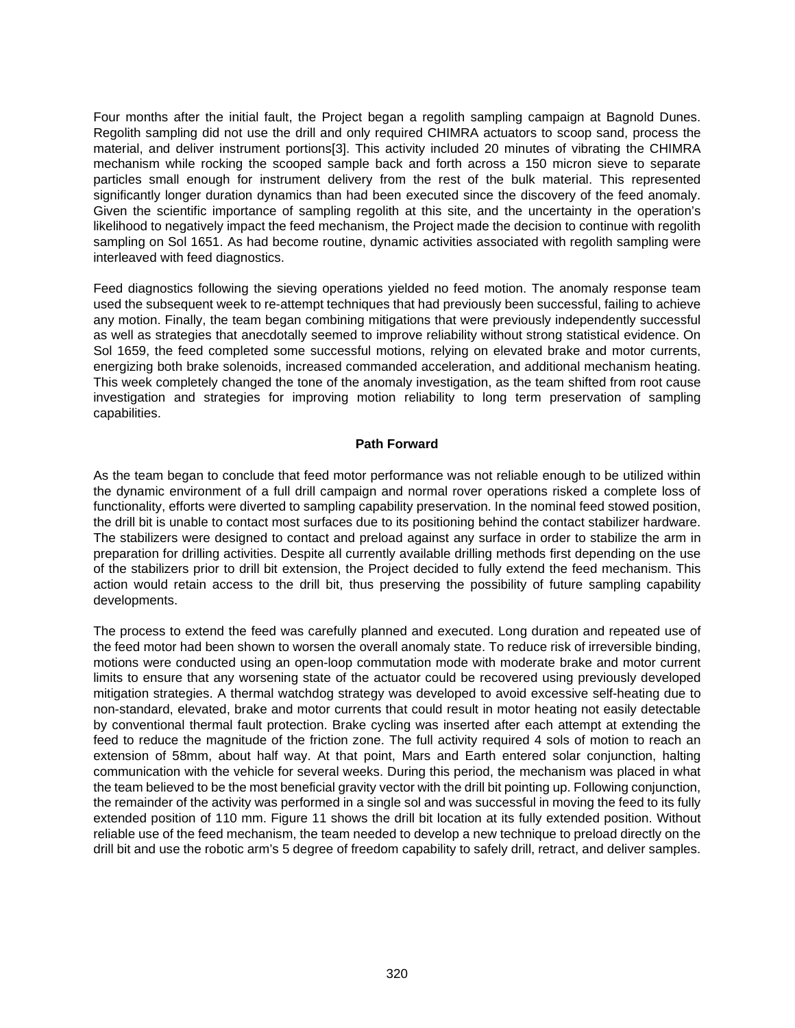Four months after the initial fault, the Project began a regolith sampling campaign at Bagnold Dunes. Regolith sampling did not use the drill and only required CHIMRA actuators to scoop sand, process the material, and deliver instrument portions[3]. This activity included 20 minutes of vibrating the CHIMRA mechanism while rocking the scooped sample back and forth across a 150 micron sieve to separate particles small enough for instrument delivery from the rest of the bulk material. This represented significantly longer duration dynamics than had been executed since the discovery of the feed anomaly. Given the scientific importance of sampling regolith at this site, and the uncertainty in the operation's likelihood to negatively impact the feed mechanism, the Project made the decision to continue with regolith sampling on Sol 1651. As had become routine, dynamic activities associated with regolith sampling were interleaved with feed diagnostics.

Feed diagnostics following the sieving operations yielded no feed motion. The anomaly response team used the subsequent week to re-attempt techniques that had previously been successful, failing to achieve any motion. Finally, the team began combining mitigations that were previously independently successful as well as strategies that anecdotally seemed to improve reliability without strong statistical evidence. On Sol 1659, the feed completed some successful motions, relying on elevated brake and motor currents, energizing both brake solenoids, increased commanded acceleration, and additional mechanism heating. This week completely changed the tone of the anomaly investigation, as the team shifted from root cause investigation and strategies for improving motion reliability to long term preservation of sampling capabilities.

## Path Forward

As the team began to conclude that feed motor performance was not reliable enough to be utilized within the dynamic environment of a full drill campaign and normal rover operations risked a complete loss of functionality, efforts were diverted to sampling capability preservation. In the nominal feed stowed position, the drill bit is unable to contact most surfaces due to its positioning behind the contact stabilizer hardware. The stabilizers were designed to contact and preload against any surface in order to stabilize the arm in preparation for drilling activities. Despite all currently available drilling methods first depending on the use of the stabilizers prior to drill bit extension, the Project decided to fully extend the feed mechanism. This action would retain access to the drill bit, thus preserving the possibility of future sampling capability developments.

The process to extend the feed was carefully planned and executed. Long duration and repeated use of the feed motor had been shown to worsen the overall anomaly state. To reduce risk of irreversible binding, motions were conducted using an open-loop commutation mode with moderate brake and motor current limits to ensure that any worsening state of the actuator could be recovered using previously developed mitigation strategies. A thermal watchdog strategy was developed to avoid excessive self-heating due to non-standard, elevated, brake and motor currents that could result in motor heating not easily detectable by conventional thermal fault protection. Brake cycling was inserted after each attempt at extending the feed to reduce the magnitude of the friction zone. The full activity required 4 sols of motion to reach an extension of 58mm, about half way. At that point, Mars and Earth entered solar conjunction, halting communication with the vehicle for several weeks. During this period, the mechanism was placed in what the team believed to be the most beneficial gravity vector with the drill bit pointing up. Following conjunction, the remainder of the activity was performed in a single sol and was successful in moving the feed to its fully extended position of 110 mm. Figure 11 shows the drill bit location at its fully extended position. Without reliable use of the feed mechanism, the team needed to develop a new technique to preload directly on the drill bit and use the robotic arm's 5 degree of freedom capability to safely drill, retract, and deliver samples.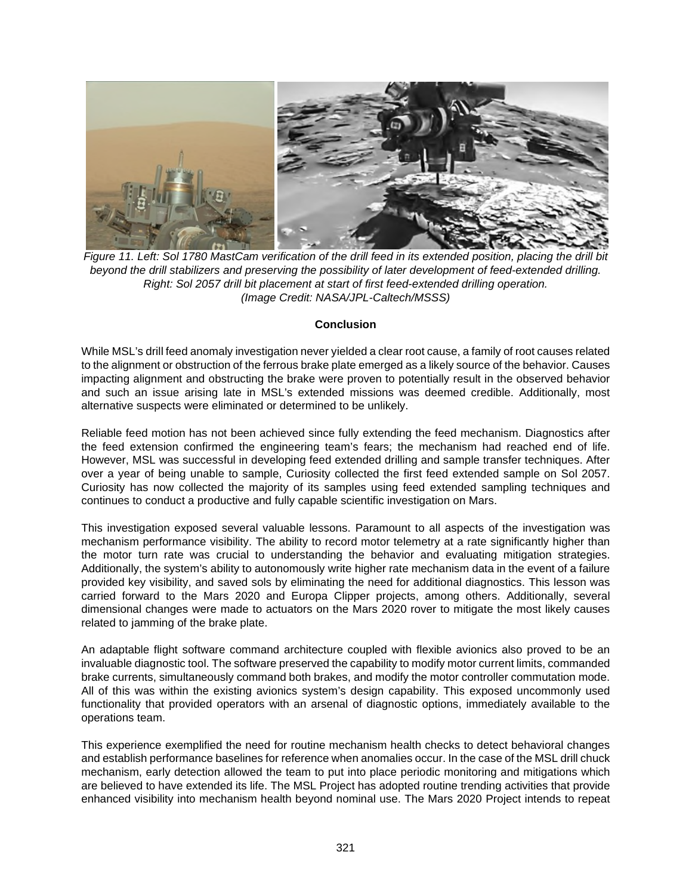*Figure 11. Left: Sol 1780 MastCam verification of the drill feed in its extended position, placing the drill bit beyond the drill stabilizers and preserving the possibility of later development of feed-extended drilling. Right: Sol 2057 drill bit placement at start of first feed-extended drilling operation. (Image Credit: NASA/JPL-Caltech/MSSS)*

## Conclusion

While MSL's drill feed anomaly investigation never yielded a clear root cause, a family of root causes related to the alignment or obstruction of the ferrous brake plate emerged as a likely source of the behavior. Causes impacting alignment and obstructing the brake were proven to potentially result in the observed behavior and such an issue arising late in MSL's extended missions was deemed credible. Additionally, most alternative suspects were eliminated or determined to be unlikely.

Reliable feed motion has not been achieved since fully extending the feed mechanism. Diagnostics after the feed extension confirmed the engineering team's fears; the mechanism had reached end of life. However, MSL was successful in developing feed extended drilling and sample transfer techniques. After over a year of being unable to sample, Curiosity collected the first feed extended sample on Sol 2057. Curiosity has now collected the majority of its samples using feed extended sampling techniques and continues to conduct a productive and fully capable scientific investigation on Mars.

This investigation exposed several valuable lessons. Paramount to all aspects of the investigation was mechanism performance visibility. The ability to record motor telemetry at a rate significantly higher than the motor turn rate was crucial to understanding the behavior and evaluating mitigation strategies. Additionally, the system's ability to autonomously write higher rate mechanism data in the event of a failure provided key visibility, and saved sols by eliminating the need for additional diagnostics. This lesson was carried forward to the Mars 2020 and Europa Clipper projects, among others. Additionally, several dimensional changes were made to actuators on the Mars 2020 rover to mitigate the most likely causes related to jamming of the brake plate.

An adaptable flight software command architecture coupled with flexible avionics also proved to be an invaluable diagnostic tool. The software preserved the capability to modify motor current limits, commanded brake currents, simultaneously command both brakes, and modify the motor controller commutation mode. All of this was within the existing avionics system's design capability. This exposed uncommonly used functionality that provided operators with an arsenal of diagnostic options, immediately available to the operations team.

This experience exemplified the need for routine mechanism health checks to detect behavioral changes and establish performance baselines for reference when anomalies occur. In the case of the MSL drill chuck mechanism, early detection allowed the team to put into place periodic monitoring and mitigations which are believed to have extended its life. The MSL Project has adopted routine trending activities that provide enhanced visibility into mechanism health beyond nominal use. The Mars 2020 Project intends to repeat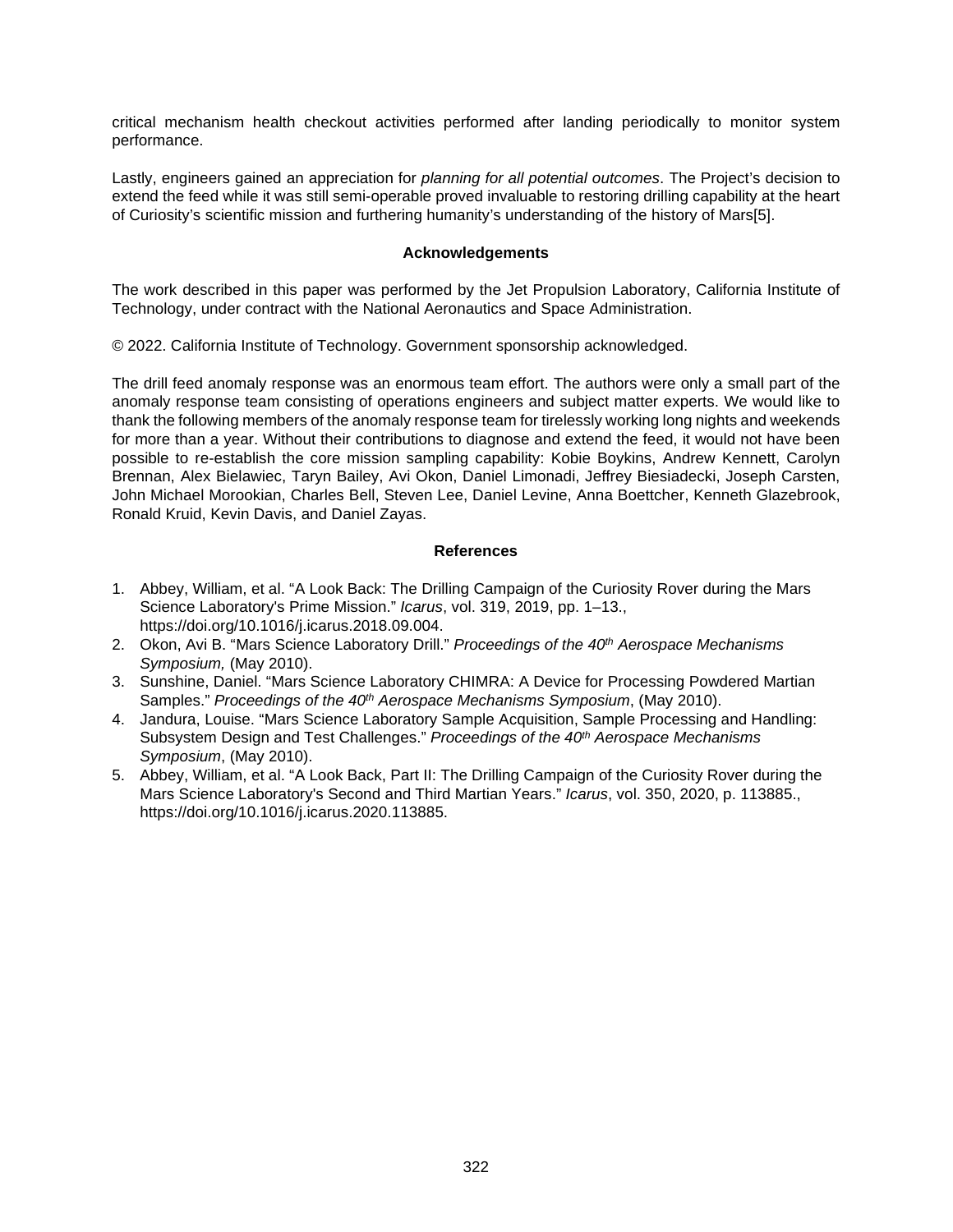critical mechanism health checkout activities performed after landing periodically to monitor system performance.

Lastly, engineers gained an appreciation for *planning for all potential outcomes*. The Project's decision to extend the feed while it was still semi-operable proved invaluable to restoring drilling capability at the heart of Curiosity's scientific mission and furthering humanity's understanding of the history of Mars[5].

## Acknowledgements

The work described in this paper was performed by the Jet Propulsion Laboratory, California Institute of Technology, under contract with the National Aeronautics and Space Administration.

© 2022. California Institute of Technology. Government sponsorship acknowledged.

The drill feed anomaly response was an enormous team effort. The authors were only a small part of the anomaly response team consisting of operations engineers and subject matter experts. We would like to thank the following members of the anomaly response team for tirelessly working long nights and weekends for more than a year. Without their contributions to diagnose and extend the feed, it would not have been possible to re-establish the core mission sampling capability: Kobie Boykins, Andrew Kennett, Carolyn Brennan, Alex Bielawiec, Taryn Bailey, Avi Okon, Daniel Limonadi, Jeffrey Biesiadecki, Joseph Carsten, John Michael Morookian, Charles Bell, Steven Lee, Daniel Levine, Anna Boettcher, Kenneth Glazebrook, Ronald Kruid, Kevin Davis, and Daniel Zayas.

## References

1. Abbey, William, et al. "A Look Back: The Drilling Campaign of the Curiosity Rover during the Mars Science Laboratory's Prime Mission." *Icarus*, vol. 319, 2019, pp. 1–13., https://doi.org/10.1016/j.icarus.2018.09.004.
2. Okon, Avi B. "Mars Science Laboratory Drill." *Proceedings of the 40th Aerospace Mechanisms Symposium,* (May 2010).
3. Sunshine, Daniel. "Mars Science Laboratory CHIMRA: A Device for Processing Powdered Martian Samples." *Proceedings of the 40th Aerospace Mechanisms Symposium*, (May 2010).
4. Jandura, Louise. "Mars Science Laboratory Sample Acquisition, Sample Processing and Handling: Subsystem Design and Test Challenges." *Proceedings of the 40th Aerospace Mechanisms Symposium*, (May 2010).
5. Abbey, William, et al. "A Look Back, Part II: The Drilling Campaign of the Curiosity Rover during the Mars Science Laboratory's Second and Third Martian Years." *Icarus*, vol. 350, 2020, p. 113885., https://doi.org/10.1016/j.icarus.2020.113885.